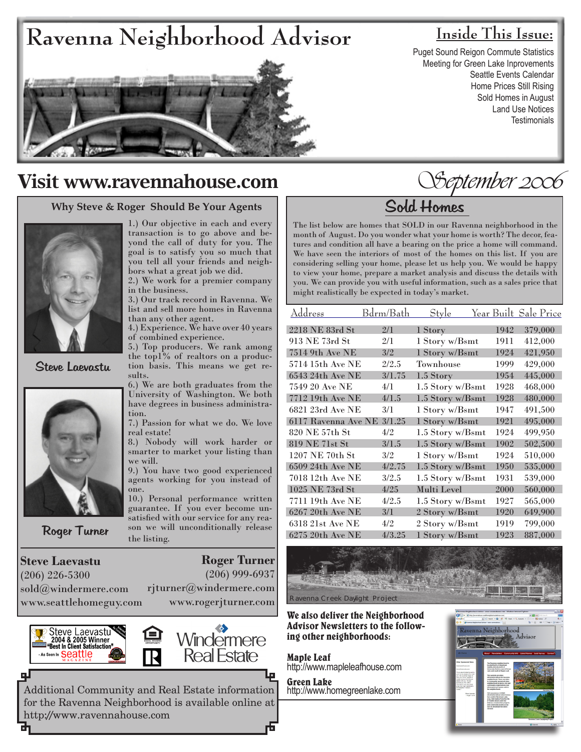# Ravenna Neighborhood Advisor

## Inside This Issue:

Puget Sound Reigon Commute Statistics
Meeting for Green Lake Inprovements
Seattle Events Calendar
Home Prices Still Rising
Sold Homes in August
Land Use Notices
Testimonials

# Visit www.ravennahouse.com

September 2006

### Why Steve & Roger Should Be Your Agents

1.) Our objective in each and every transaction is to go above and beyond the call of duty for you. The goal is to satisfy you so much that you tell all your friends and neighbors what a great job we did.
2.) We work for a premier company in the business.
3.) Our track record in Ravenna. We list and sell more homes in Ravenna than any other agent.
4.) Experience. We have over 40 years of combined experience.
5.) Top producers. We rank among the top1% of realtors on a production basis. This means we get results.
6.) We are both graduates from the University of Washington. We both have degrees in business administration.
7.) Passion for what we do. We love real estate!
8.) Nobody will work harder or smarter to market your listing than we will.
9.) You have two good experienced agents working for you instead of one.
10.) Personal performance written guarantee. If you ever become unsatisfied with our service for any reason we will unconditionally release the listing.

Steve Laevastu

Roger Turner

**Steve Laevastu**
(206) 226-5300
sold@windermere.com
www.seattlehomeguy.com

**Roger Turner**
(206) 999-6937
rjturner@windermere.com
www.rogerjturner.com

Steve Laevastu 2004 & 2005 Winner "Best In Client Satisfaction" - As Seen In Seattle Magazine

Windermere Real Estate

Additional Community and Real Estate information for the Ravenna Neighborhood is available online at http://www.ravennahouse.com

## Sold Homes

The list below are homes that SOLD in our Ravenna neighborhood in the month of August. Do you wonder what your home is worth? The decor, features and condition all have a bearing on the price a home will command. We have seen the interiors of most of the homes on this list. If you are considering selling your home, please let us help you. We would be happy to view your home, prepare a market analysis and discuss the details with you. We can provide you with useful information, such as a sales price that might realistically be expected in today's market.

| Address | Bdrm/Bath | Style | Year Built | Sale Price |
|---|---|---|---|---|
| 2218 NE 83rd St | 2/1 | 1 Story | 1942 | 379,000 |
| 913 NE 73rd St | 2/1 | 1 Story w/Bsmt | 1911 | 412,000 |
| 7514 9th Ave NE | 3/2 | 1 Story w/Bsmt | 1924 | 421,950 |
| 5714 15th Ave NE | 2/2.5 | Townhouse | 1999 | 429,000 |
| 6543 24th Ave NE | 3/1.75 | 1.5 Story | 1954 | 445,000 |
| 7549 20 Ave NE | 4/1 | 1.5 Story w/Bsmt | 1928 | 468,000 |
| 7712 19th Ave NE | 4/1.5 | 1.5 Story w/Bsmt | 1928 | 480,000 |
| 6821 23rd Ave NE | 3/1 | 1 Story w/Bsmt | 1947 | 491,500 |
| 6117 Ravenna Ave NE | 3/1.25 | 1 Story w/Bsmt | 1921 | 495,000 |
| 820 NE 57th St | 4/2 | 1.5 Story w/Bsmt | 1924 | 499,950 |
| 819 NE 71st St | 3/1.5 | 1.5 Story w/Bsmt | 1902 | 502,500 |
| 1207 NE 70th St | 3/2 | 1 Story w/Bsmt | 1924 | 510,000 |
| 6509 24th Ave NE | 4/2.75 | 1.5 Story w/Bsmt | 1950 | 535,000 |
| 7018 12th Ave NE | 3/2.5 | 1.5 Story w/Bsmt | 1931 | 539,000 |
| 1025 NE 73rd St | 4/25 | Multi Level | 2000 | 560,000 |
| 7711 19th Ave NE | 4/2.5 | 1.5 Story w/Bsmt | 1927 | 565,000 |
| 6267 20th Ave NE | 3/1 | 2 Story w/Bsmt | 1920 | 649,900 |
| 6318 21st Ave NE | 4/2 | 2 Story w/Bsmt | 1919 | 799,000 |
| 6275 20th Ave NE | 4/3.25 | 1 Story w/Bsmt | 1923 | 887,000 |

Ravenna Creek Daylight Project

**We also deliver the Neighborhood Advisor Newsletters to the following other neighborhoods:**

**Maple Leaf**
http://www.mapleleafhouse.com

**Green Lake**
http://www.homegreenlake.com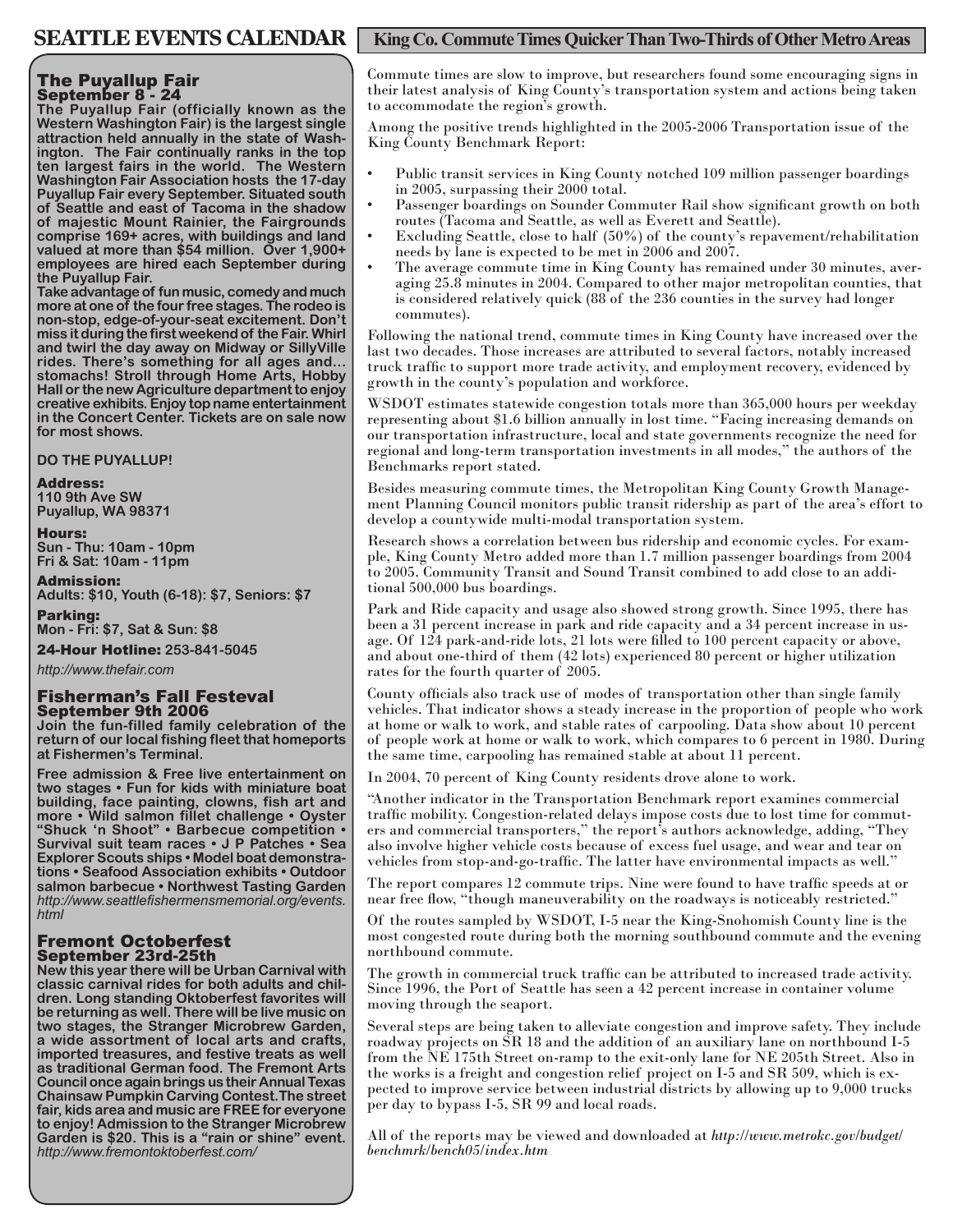# SEATTLE EVENTS CALENDAR

## The Puyallup Fair
### September 8 - 24

**The Puyallup Fair (officially known as the Western Washington Fair) is the largest single attraction held annually in the state of Washington. The Fair continually ranks in the top ten largest fairs in the world. The Western Washington Fair Association hosts the 17-day Puyallup Fair every September. Situated south of Seattle and east of Tacoma in the shadow of majestic Mount Rainier, the Fairgrounds comprise 169+ acres, with buildings and land valued at more than $54 million. Over 1,900+ employees are hired each September during the Puyallup Fair.**

**Take advantage of fun music, comedy and much more at one of the four free stages. The rodeo is non-stop, edge-of-your-seat excitement. Don't miss it during the first weekend of the Fair. Whirl and twirl the day away on Midway or SillyVille rides. There's something for all ages and... stomachs! Stroll through Home Arts, Hobby Hall or the new Agriculture department to enjoy creative exhibits. Enjoy top name entertainment in the Concert Center. Tickets are on sale now for most shows.**

**DO THE PUYALLUP!**

**Address:**
**110 9th Ave SW**
**Puyallup, WA 98371**

**Hours:**
**Sun - Thu: 10am - 10pm**
**Fri & Sat: 10am - 11pm**

**Admission:**
**Adults: $10, Youth (6-18): $7, Seniors: $7**

**Parking:**
**Mon - Fri: $7, Sat & Sun: $8**

**24-Hour Hotline: 253-841-5045**

*http://www.thefair.com*

## Fisherman's Fall Festeval
### September 9th 2006

**Join the fun-filled family celebration of the return of our local fishing fleet that homeports at Fishermen's Terminal.**

**Free admission & Free live entertainment on two stages • Fun for kids with miniature boat building, face painting, clowns, fish art and more • Wild salmon fillet challenge • Oyster "Shuck 'n Shoot" • Barbecue competition • Survival suit team races • J P Patches • Sea Explorer Scouts ships • Model boat demonstrations • Seafood Association exhibits • Outdoor salmon barbecue • Northwest Tasting Garden**
*http://www.seattlefishermensmemorial.org/events.html*

## Fremont Octoberfest
### September 23rd-25th

**New this year there will be Urban Carnival with classic carnival rides for both adults and children. Long standing Oktoberfest favorites will be returning as well. There will be live music on two stages, the Stranger Microbrew Garden, a wide assortment of local arts and crafts, imported treasures, and festive treats as well as traditional German food. The Fremont Arts Council once again brings us their Annual Texas Chainsaw Pumpkin Carving Contest. The street fair, kids area and music are FREE for everyone to enjoy! Admission to the Stranger Microbrew Garden is $20. This is a "rain or shine" event.**
*http://www.fremontoktoberfest.com/*

# King Co. Commute Times Quicker Than Two-Thirds of Other Metro Areas

Commute times are slow to improve, but researchers found some encouraging signs in their latest analysis of King County's transportation system and actions being taken to accommodate the region's growth.

Among the positive trends highlighted in the 2005-2006 Transportation issue of the King County Benchmark Report:

- Public transit services in King County notched 109 million passenger boardings in 2005, surpassing their 2000 total.
- Passenger boardings on Sounder Commuter Rail show significant growth on both routes (Tacoma and Seattle, as well as Everett and Seattle).
- Excluding Seattle, close to half (50%) of the county's repavement/rehabilitation needs by lane is expected to be met in 2006 and 2007.
- The average commute time in King County has remained under 30 minutes, averaging 25.8 minutes in 2004. Compared to other major metropolitan counties, that is considered relatively quick (88 of the 236 counties in the survey had longer commutes).

Following the national trend, commute times in King County have increased over the last two decades. Those increases are attributed to several factors, notably increased truck traffic to support more trade activity, and employment recovery, evidenced by growth in the county's population and workforce.

WSDOT estimates statewide congestion totals more than 365,000 hours per weekday representing about $1.6 billion annually in lost time. "Facing increasing demands on our transportation infrastructure, local and state governments recognize the need for regional and long-term transportation investments in all modes," the authors of the Benchmarks report stated.

Besides measuring commute times, the Metropolitan King County Growth Management Planning Council monitors public transit ridership as part of the area's effort to develop a countywide multi-modal transportation system.

Research shows a correlation between bus ridership and economic cycles. For example, King County Metro added more than 1.7 million passenger boardings from 2004 to 2005. Community Transit and Sound Transit combined to add close to an additional 500,000 bus boardings.

Park and Ride capacity and usage also showed strong growth. Since 1995, there has been a 31 percent increase in park and ride capacity and a 34 percent increase in usage. Of 124 park-and-ride lots, 21 lots were filled to 100 percent capacity or above, and about one-third of them (42 lots) experienced 80 percent or higher utilization rates for the fourth quarter of 2005.

County officials also track use of modes of transportation other than single family vehicles. That indicator shows a steady increase in the proportion of people who work at home or walk to work, and stable rates of carpooling. Data show about 10 percent of people work at home or walk to work, which compares to 6 percent in 1980. During the same time, carpooling has remained stable at about 11 percent.

In 2004, 70 percent of King County residents drove alone to work.

"Another indicator in the Transportation Benchmark report examines commercial traffic mobility. Congestion-related delays impose costs due to lost time for commuters and commercial transporters," the report's authors acknowledge, adding, "They also involve higher vehicle costs because of excess fuel usage, and wear and tear on vehicles from stop-and-go-traffic. The latter have environmental impacts as well."

The report compares 12 commute trips. Nine were found to have traffic speeds at or near free flow, "though maneuverability on the roadways is noticeably restricted."

Of the routes sampled by WSDOT, I-5 near the King-Snohomish County line is the most congested route during both the morning southbound commute and the evening northbound commute.

The growth in commercial truck traffic can be attributed to increased trade activity. Since 1996, the Port of Seattle has seen a 42 percent increase in container volume moving through the seaport.

Several steps are being taken to alleviate congestion and improve safety. They include roadway projects on SR 18 and the addition of an auxiliary lane on northbound I-5 from the NE 175th Street on-ramp to the exit-only lane for NE 205th Street. Also in the works is a freight and congestion relief project on I-5 and SR 509, which is expected to improve service between industrial districts by allowing up to 9,000 trucks per day to bypass I-5, SR 99 and local roads.

All of the reports may be viewed and downloaded at *http://www.metrokc.gov/budget/benchmrk/bench05/index.htm*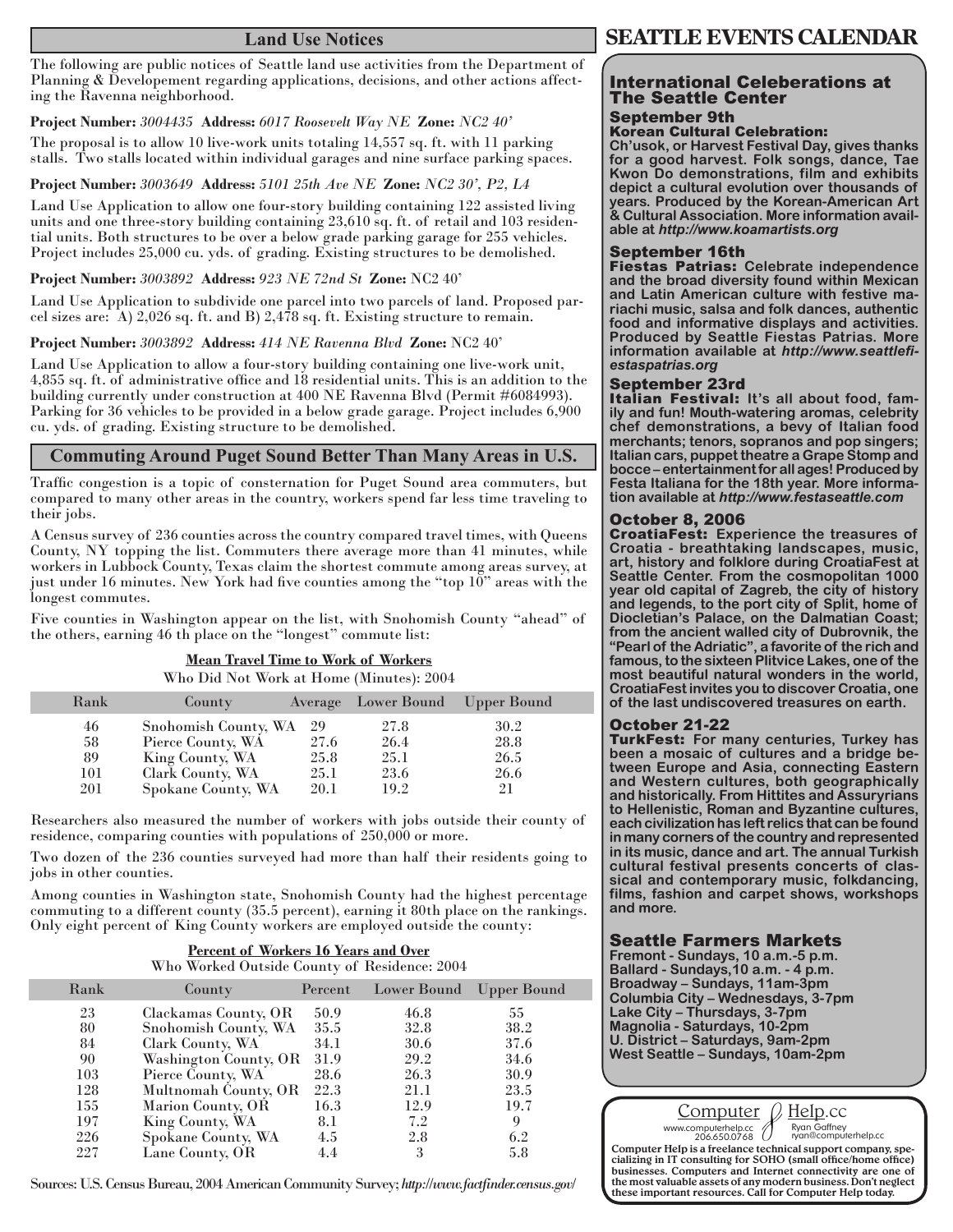## Land Use Notices

The following are public notices of Seattle land use activities from the Department of Planning & Developement regarding applications, decisions, and other actions affecting the Ravenna neighborhood.

**Project Number:** *3004435* **Address:** *6017 Roosevelt Way NE* **Zone:** *NC2 40'*

The proposal is to allow 10 live-work units totaling 14,557 sq. ft. with 11 parking stalls. Two stalls located within individual garages and nine surface parking spaces.

**Project Number:** *3003649* **Address:** *5101 25th Ave NE* **Zone:** *NC2 30', P2, L4*

Land Use Application to allow one four-story building containing 122 assisted living units and one three-story building containing 23,610 sq. ft. of retail and 103 residential units. Both structures to be over a below grade parking garage for 255 vehicles. Project includes 25,000 cu. yds. of grading. Existing structures to be demolished.

**Project Number:** *3003892* **Address:** *923 NE 72nd St* **Zone:** NC2 40'

Land Use Application to subdivide one parcel into two parcels of land. Proposed parcel sizes are: A) 2,026 sq. ft. and B) 2,478 sq. ft. Existing structure to remain.

**Project Number:** *3003892* **Address:** *414 NE Ravenna Blvd* **Zone:** NC2 40'

Land Use Application to allow a four-story building containing one live-work unit, 4,855 sq. ft. of administrative office and 18 residential units. This is an addition to the building currently under construction at 400 NE Ravenna Blvd (Permit #6084993). Parking for 36 vehicles to be provided in a below grade garage. Project includes 6,900 cu. yds. of grading. Existing structure to be demolished.

## Commuting Around Puget Sound Better Than Many Areas in U.S.

Traffic congestion is a topic of consternation for Puget Sound area commuters, but compared to many other areas in the country, workers spend far less time traveling to their jobs.

A Census survey of 236 counties across the country compared travel times, with Queens County, NY topping the list. Commuters there average more than 41 minutes, while workers in Lubbock County, Texas claim the shortest commute among areas survey, at just under 16 minutes. New York had five counties among the "top 10" areas with the longest commutes.

Five counties in Washington appear on the list, with Snohomish County "ahead" of the others, earning 46 th place on the "longest" commute list:

**Mean Travel Time to Work of Workers**
Who Did Not Work at Home (Minutes): 2004

| Rank | County | Average | Lower Bound | Upper Bound |
|---|---|---|---|---|
| 46 | Snohomish County, WA | 29 | 27.8 | 30.2 |
| 58 | Pierce County, WA | 27.6 | 26.4 | 28.8 |
| 89 | King County, WA | 25.8 | 25.1 | 26.5 |
| 101 | Clark County, WA | 25.1 | 23.6 | 26.6 |
| 201 | Spokane County, WA | 20.1 | 19.2 | 21 |

Researchers also measured the number of workers with jobs outside their county of residence, comparing counties with populations of 250,000 or more.

Two dozen of the 236 counties surveyed had more than half their residents going to jobs in other counties.

Among counties in Washington state, Snohomish County had the highest percentage commuting to a different county (35.5 percent), earning it 80th place on the rankings. Only eight percent of King County workers are employed outside the county:

**Percent of Workers 16 Years and Over**
Who Worked Outside County of Residence: 2004

| Rank | County | Percent | Lower Bound | Upper Bound |
|---|---|---|---|---|
| 23 | Clackamas County, OR | 50.9 | 46.8 | 55 |
| 80 | Snohomish County, WA | 35.5 | 32.8 | 38.2 |
| 84 | Clark County, WA | 34.1 | 30.6 | 37.6 |
| 90 | Washington County, OR | 31.9 | 29.2 | 34.6 |
| 103 | Pierce County, WA | 28.6 | 26.3 | 30.9 |
| 128 | Multnomah County, OR | 22.3 | 21.1 | 23.5 |
| 155 | Marion County, OR | 16.3 | 12.9 | 19.7 |
| 197 | King County, WA | 8.1 | 7.2 | 9 |
| 226 | Spokane County, WA | 4.5 | 2.8 | 6.2 |
| 227 | Lane County, OR | 4.4 | 3 | 5.8 |

Sources: U.S. Census Bureau, 2004 American Community Survey; *http://www.factfinder.census.gov/*

# SEATTLE EVENTS CALENDAR

## International Celeberations at The Seattle Center

### September 9th

**Korean Cultural Celebration:** Ch'usok, or Harvest Festival Day, gives thanks for a good harvest. Folk songs, dance, Tae Kwon Do demonstrations, film and exhibits depict a cultural evolution over thousands of years. Produced by the Korean-American Art & Cultural Association. More information available at *http://www.koamartists.org*

### September 16th

**Fiestas Patrias:** Celebrate independence and the broad diversity found within Mexican and Latin American culture with festive mariachi music, salsa and folk dances, authentic food and informative displays and activities. Produced by Seattle Fiestas Patrias. More information available at *http://www.seattlefiestaspatrias.org*

### September 23rd

**Italian Festival:** It's all about food, family and fun! Mouth-watering aromas, celebrity chef demonstrations, a bevy of Italian food merchants; tenors, sopranos and pop singers; Italian cars, puppet theatre a Grape Stomp and bocce – entertainment for all ages! Produced by Festa Italiana for the 18th year. More information available at *http://www.festaseattle.com*

### October 8, 2006

**CroatiaFest:** Experience the treasures of Croatia - breathtaking landscapes, music, art, history and folklore during CroatiaFest at Seattle Center. From the cosmopolitan 1000 year old capital of Zagreb, the city of history and legends, to the port city of Split, home of Diocletian's Palace, on the Dalmatian Coast; from the ancient walled city of Dubrovnik, the "Pearl of the Adriatic", a favorite of the rich and famous, to the sixteen Plitvice Lakes, one of the most beautiful natural wonders in the world, CroatiaFest invites you to discover Croatia, one of the last undiscovered treasures on earth.

### October 21-22

**TurkFest:** For many centuries, Turkey has been a mosaic of cultures and a bridge between Europe and Asia, connecting Eastern and Western cultures, both geographically and historically. From Hittites and Assuryrians to Hellenistic, Roman and Byzantine cultures, each civilization has left relics that can be found in many corners of the country and represented in its music, dance and art. The annual Turkish cultural festival presents concerts of classical and contemporary music, folkdancing, films, fashion and carpet shows, workshops and more.

## Seattle Farmers Markets

Fremont - Sundays, 10 a.m.-5 p.m.
Ballard - Sundays,10 a.m. - 4 p.m.
Broadway – Sundays, 11am-3pm
Columbia City – Wednesdays, 3-7pm
Lake City – Thursdays, 3-7pm
Magnolia - Saturdays, 10-2pm
U. District – Saturdays, 9am-2pm
West Seattle – Sundays, 10am-2pm

Computer Help.cc
www.computerhelp.cc 206.650.0768
Ryan Gaffney ryan@computerhelp.cc

**Computer Help is a freelance technical support company, specializing in IT consulting for SOHO (small office/home office) businesses. Computers and Internet connectivity are one of the most valuable assets of any modern business. Don't neglect these important resources. Call for Computer Help today.**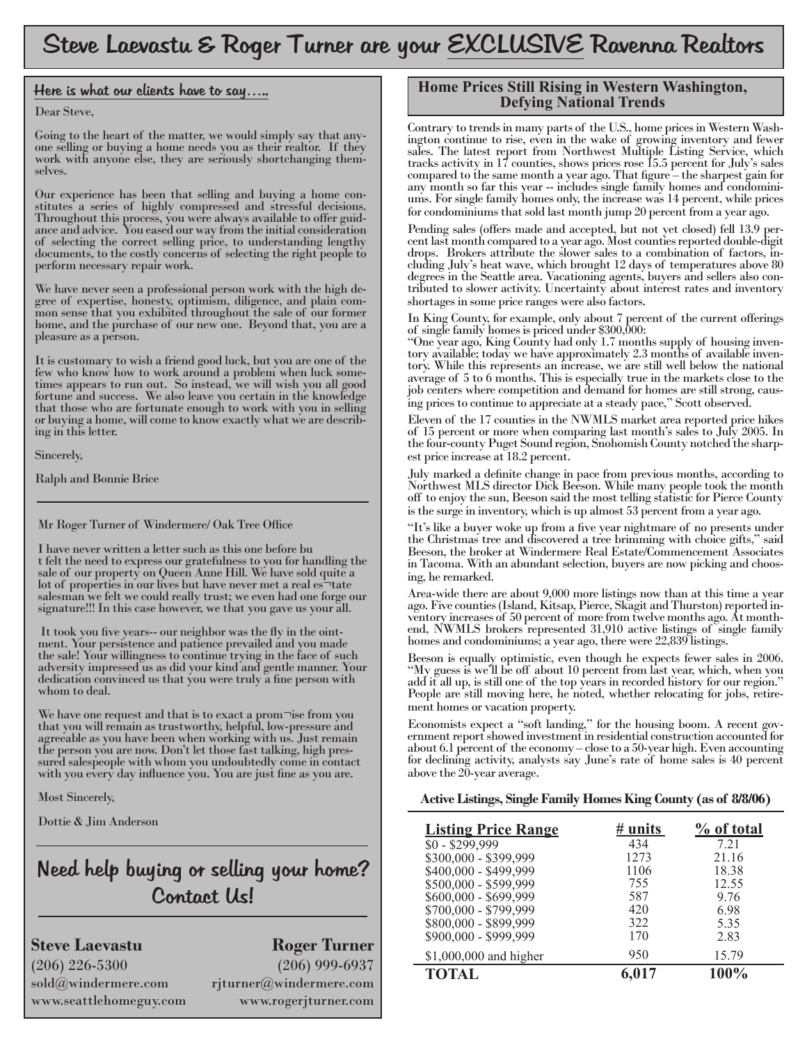# Steve Laevastu & Roger Turner are your EXCLUSIVE Ravenna Realtors

## Here is what our clients have to say…..

Dear Steve,

Going to the heart of the matter, we would simply say that anyone selling or buying a home needs you as their realtor. If they work with anyone else, they are seriously shortchanging themselves.

Our experience has been that selling and buying a home constitutes a series of highly compressed and stressful decisions. Throughout this process, you were always available to offer guidance and advice. You eased our way from the initial consideration of selecting the correct selling price, to understanding lengthy documents, to the costly concerns of selecting the right people to perform necessary repair work.

We have never seen a professional person work with the high degree of expertise, honesty, optimism, diligence, and plain common sense that you exhibited throughout the sale of our former home, and the purchase of our new one. Beyond that, you are a pleasure as a person.

It is customary to wish a friend good luck, but you are one of the few who know how to work around a problem when luck sometimes appears to run out. So instead, we will wish you all good fortune and success. We also leave you certain in the knowledge that those who are fortunate enough to work with you in selling or buying a home, will come to know exactly what we are describing in this letter.

Sincerely,

Ralph and Bonnie Brice

---

Mr Roger Turner of Windermere/ Oak Tree Office

I have never written a letter such as this one before bu
t felt the need to express our gratefulness to you for handling the sale of our property on Queen Anne Hill. We have sold quite a lot of properties in our lives but have never met a real es¬tate salesman we felt we could really trust; we even had one forge our signature!!! In this case however, we that you gave us your all.

It took you five years-- our neighbor was the fly in the ointment. Your persistence and patience prevailed and you made the sale! Your willingness to continue trying in the face of such adversity impressed us as did your kind and gentle manner. Your dedication convinced us that you were truly a fine person with whom to deal.

We have one request and that is to exact a prom¬ise from you that you will remain as trustworthy, helpful, low-pressure and agreeable as you have been when working with us. Just remain the person you are now. Don't let those fast talking, high pressured salespeople with whom you undoubtedly come in contact with you every day influence you. You are just fine as you are.

Most Sincerely,

Dottie & Jim Anderson

---

## Need help buying or selling your home? Contact Us!

**Steve Laevastu**
(206) 226-5300
sold@windermere.com
www.seattlehomeguy.com

**Roger Turner**
(206) 999-6937
rjturner@windermere.com
www.rogerjturner.com

## Home Prices Still Rising in Western Washington, Defying National Trends

Contrary to trends in many parts of the U.S., home prices in Western Washington continue to rise, even in the wake of growing inventory and fewer sales. The latest report from Northwest Multiple Listing Service, which tracks activity in 17 counties, shows prices rose 15.5 percent for July's sales compared to the same month a year ago. That figure – the sharpest gain for any month so far this year -- includes single family homes and condominiums. For single family homes only, the increase was 14 percent, while prices for condominiums that sold last month jump 20 percent from a year ago.

Pending sales (offers made and accepted, but not yet closed) fell 13.9 percent last month compared to a year ago. Most counties reported double-digit drops. Brokers attribute the slower sales to a combination of factors, including July's heat wave, which brought 12 days of temperatures above 80 degrees in the Seattle area. Vacationing agents, buyers and sellers also contributed to slower activity. Uncertainty about interest rates and inventory shortages in some price ranges were also factors.

In King County, for example, only about 7 percent of the current offerings of single family homes is priced under $300,000:

"One year ago, King County had only 1.7 months supply of housing inventory available; today we have approximately 2.3 months of available inventory. While this represents an increase, we are still well below the national average of 5 to 6 months. This is especially true in the markets close to the job centers where competition and demand for homes are still strong, causing prices to continue to appreciate at a steady pace," Scott observed.

Eleven of the 17 counties in the NWMLS market area reported price hikes of 15 percent or more when comparing last month's sales to July 2005. In the four-county Puget Sound region, Snohomish County notched the sharpest price increase at 18.2 percent.

July marked a definite change in pace from previous months, according to Northwest MLS director Dick Beeson. While many people took the month off to enjoy the sun, Beeson said the most telling statistic for Pierce County is the surge in inventory, which is up almost 53 percent from a year ago.

"It's like a buyer woke up from a five year nightmare of no presents under the Christmas tree and discovered a tree brimming with choice gifts," said Beeson, the broker at Windermere Real Estate/Commencement Associates in Tacoma. With an abundant selection, buyers are now picking and choosing, he remarked.

Area-wide there are about 9,000 more listings now than at this time a year ago. Five counties (Island, Kitsap, Pierce, Skagit and Thurston) reported inventory increases of 50 percent of more from twelve months ago. At month-end, NWMLS brokers represented 31,910 active listings of single family homes and condominiums; a year ago, there were 22,839 listings.

Beeson is equally optimistic, even though he expects fewer sales in 2006. "My guess is we'll be off about 10 percent from last year, which, when you add it all up, is still one of the top years in recorded history for our region." People are still moving here, he noted, whether relocating for jobs, retirement homes or vacation property.

Economists expect a "soft landing," for the housing boom. A recent government report showed investment in residential construction accounted for about 6.1 percent of the economy – close to a 50-year high. Even accounting for declining activity, analysts say June's rate of home sales is 40 percent above the 20-year average.

**Active Listings, Single Family Homes King County (as of 8/8/06)**

| Listing Price Range | # units | % of total |
|---|---|---|
| $0 - $299,999 | 434 | 7.21 |
| $300,000 - $399,999 | 1273 | 21.16 |
| $400,000 - $499,999 | 1106 | 18.38 |
| $500,000 - $599,999 | 755 | 12.55 |
| $600,000 - $699,999 | 587 | 9.76 |
| $700,000 - $799,999 | 420 | 6.98 |
| $800,000 - $899,999 | 322 | 5.35 |
| $900,000 - $999,999 | 170 | 2.83 |
| $1,000,000 and higher | 950 | 15.79 |
| **TOTAL** | **6,017** | **100%** |